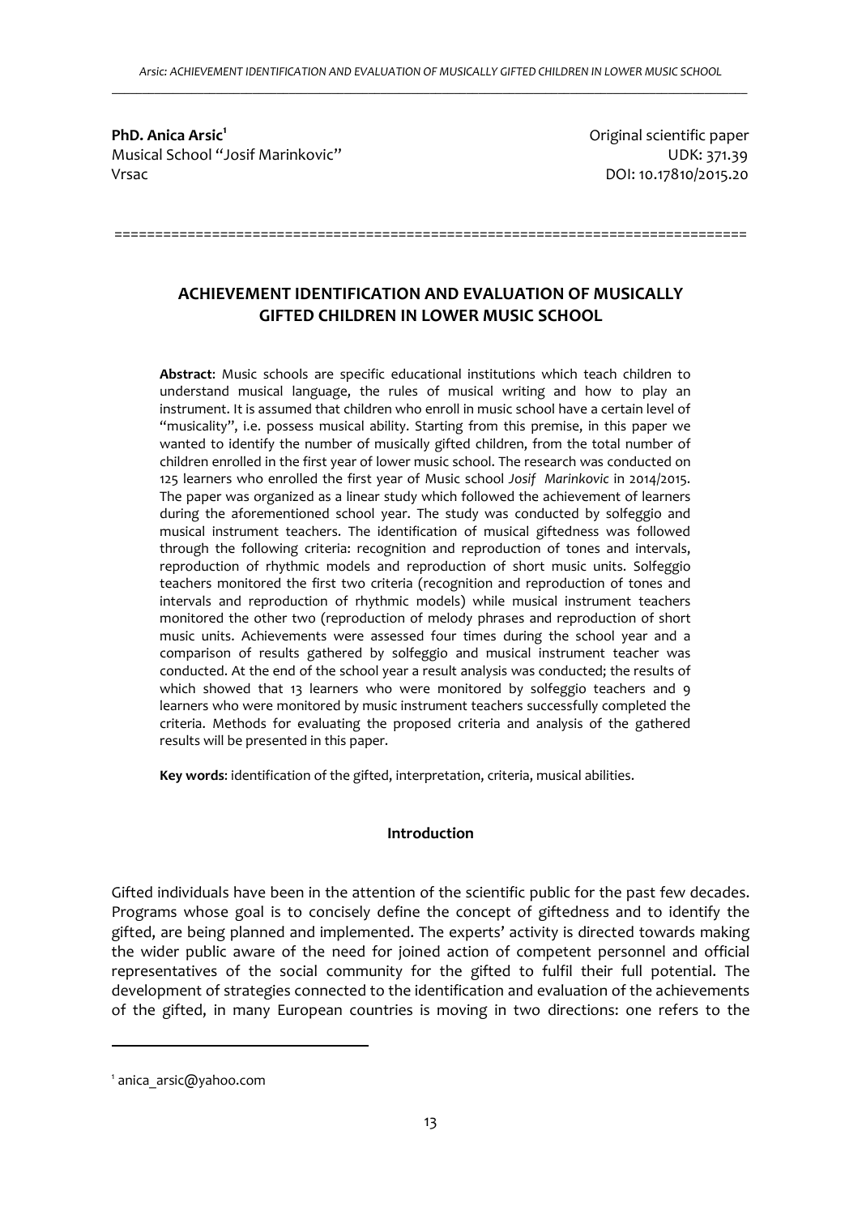**PhD. Anica Arsic**[1]
Musical School "Josif Marinkovic"
Vrsac

Original scientific paper
UDK: 371.39
DOI: 10.17810/2015.20

===========================================================================

## ACHIEVEMENT IDENTIFICATION AND EVALUATION OF MUSICALLY GIFTED CHILDREN IN LOWER MUSIC SCHOOL

**Abstract**: Music schools are specific educational institutions which teach children to understand musical language, the rules of musical writing and how to play an instrument. It is assumed that children who enroll in music school have a certain level of "musicality", i.e. possess musical ability. Starting from this premise, in this paper we wanted to identify the number of musically gifted children, from the total number of children enrolled in the first year of lower music school. The research was conducted on 125 learners who enrolled the first year of Music school *Josif Marinkovic* in 2014/2015. The paper was organized as a linear study which followed the achievement of learners during the aforementioned school year. The study was conducted by solfeggio and musical instrument teachers. The identification of musical giftedness was followed through the following criteria: recognition and reproduction of tones and intervals, reproduction of rhythmic models and reproduction of short music units. Solfeggio teachers monitored the first two criteria (recognition and reproduction of tones and intervals and reproduction of rhythmic models) while musical instrument teachers monitored the other two (reproduction of melody phrases and reproduction of short music units. Achievements were assessed four times during the school year and a comparison of results gathered by solfeggio and musical instrument teacher was conducted. At the end of the school year a result analysis was conducted; the results of which showed that 13 learners who were monitored by solfeggio teachers and 9 learners who were monitored by music instrument teachers successfully completed the criteria. Methods for evaluating the proposed criteria and analysis of the gathered results will be presented in this paper.

**Key words**: identification of the gifted, interpretation, criteria, musical abilities.

### Introduction

Gifted individuals have been in the attention of the scientific public for the past few decades. Programs whose goal is to concisely define the concept of giftedness and to identify the gifted, are being planned and implemented. The experts' activity is directed towards making the wider public aware of the need for joined action of competent personnel and official representatives of the social community for the gifted to fulfil their full potential. The development of strategies connected to the identification and evaluation of the achievements of the gifted, in many European countries is moving in two directions: one refers to the

---

[1] anica_arsic@yahoo.com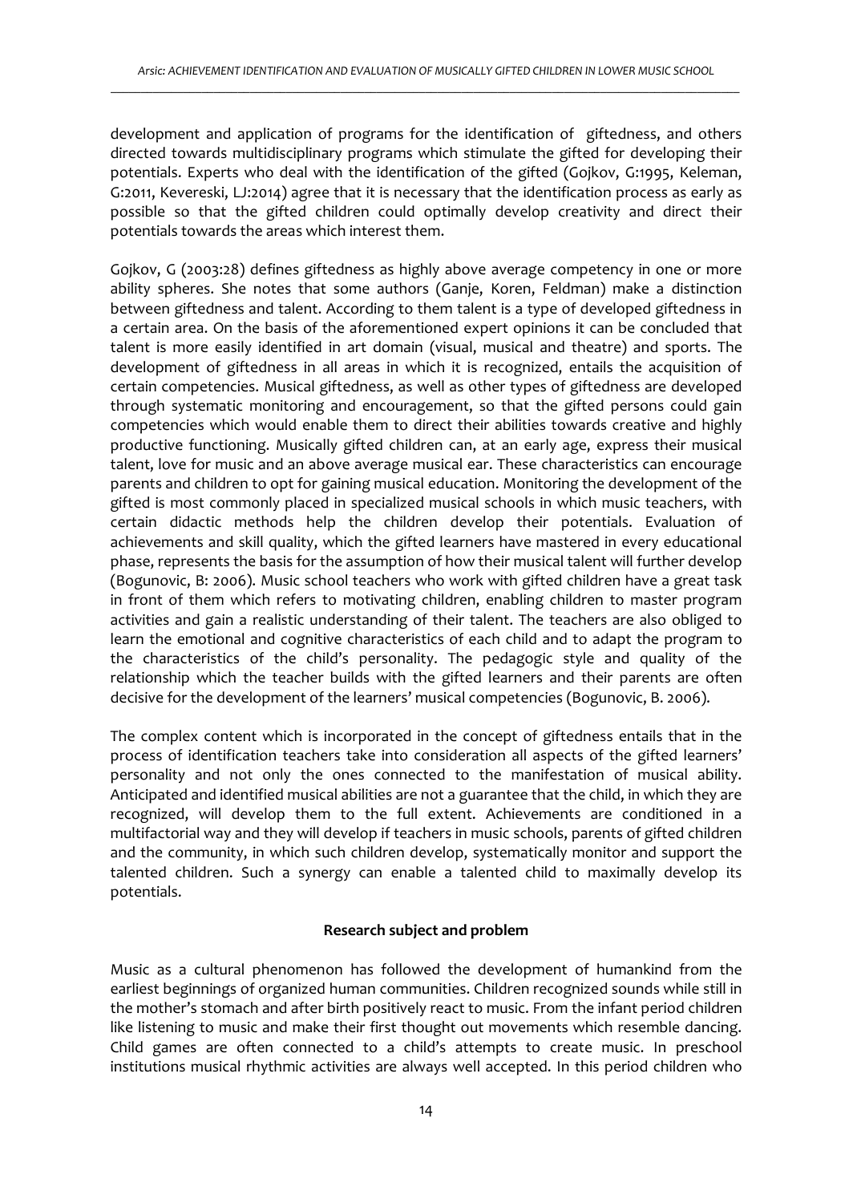development and application of programs for the identification of giftedness, and others directed towards multidisciplinary programs which stimulate the gifted for developing their potentials. Experts who deal with the identification of the gifted (Gojkov, G:1995, Keleman, G:2011, Kevereski, LJ:2014) agree that it is necessary that the identification process as early as possible so that the gifted children could optimally develop creativity and direct their potentials towards the areas which interest them.

Gojkov, G (2003:28) defines giftedness as highly above average competency in one or more ability spheres. She notes that some authors (Ganje, Koren, Feldman) make a distinction between giftedness and talent. According to them talent is a type of developed giftedness in a certain area. On the basis of the aforementioned expert opinions it can be concluded that talent is more easily identified in art domain (visual, musical and theatre) and sports. The development of giftedness in all areas in which it is recognized, entails the acquisition of certain competencies. Musical giftedness, as well as other types of giftedness are developed through systematic monitoring and encouragement, so that the gifted persons could gain competencies which would enable them to direct their abilities towards creative and highly productive functioning. Musically gifted children can, at an early age, express their musical talent, love for music and an above average musical ear. These characteristics can encourage parents and children to opt for gaining musical education. Monitoring the development of the gifted is most commonly placed in specialized musical schools in which music teachers, with certain didactic methods help the children develop their potentials. Evaluation of achievements and skill quality, which the gifted learners have mastered in every educational phase, represents the basis for the assumption of how their musical talent will further develop (Bogunovic, B: 2006). Music school teachers who work with gifted children have a great task in front of them which refers to motivating children, enabling children to master program activities and gain a realistic understanding of their talent. The teachers are also obliged to learn the emotional and cognitive characteristics of each child and to adapt the program to the characteristics of the child's personality. The pedagogic style and quality of the relationship which the teacher builds with the gifted learners and their parents are often decisive for the development of the learners' musical competencies (Bogunovic, B. 2006).

The complex content which is incorporated in the concept of giftedness entails that in the process of identification teachers take into consideration all aspects of the gifted learners' personality and not only the ones connected to the manifestation of musical ability. Anticipated and identified musical abilities are not a guarantee that the child, in which they are recognized, will develop them to the full extent. Achievements are conditioned in a multifactorial way and they will develop if teachers in music schools, parents of gifted children and the community, in which such children develop, systematically monitor and support the talented children. Such a synergy can enable a talented child to maximally develop its potentials.

## Research subject and problem

Music as a cultural phenomenon has followed the development of humankind from the earliest beginnings of organized human communities. Children recognized sounds while still in the mother's stomach and after birth positively react to music. From the infant period children like listening to music and make their first thought out movements which resemble dancing. Child games are often connected to a child's attempts to create music. In preschool institutions musical rhythmic activities are always well accepted. In this period children who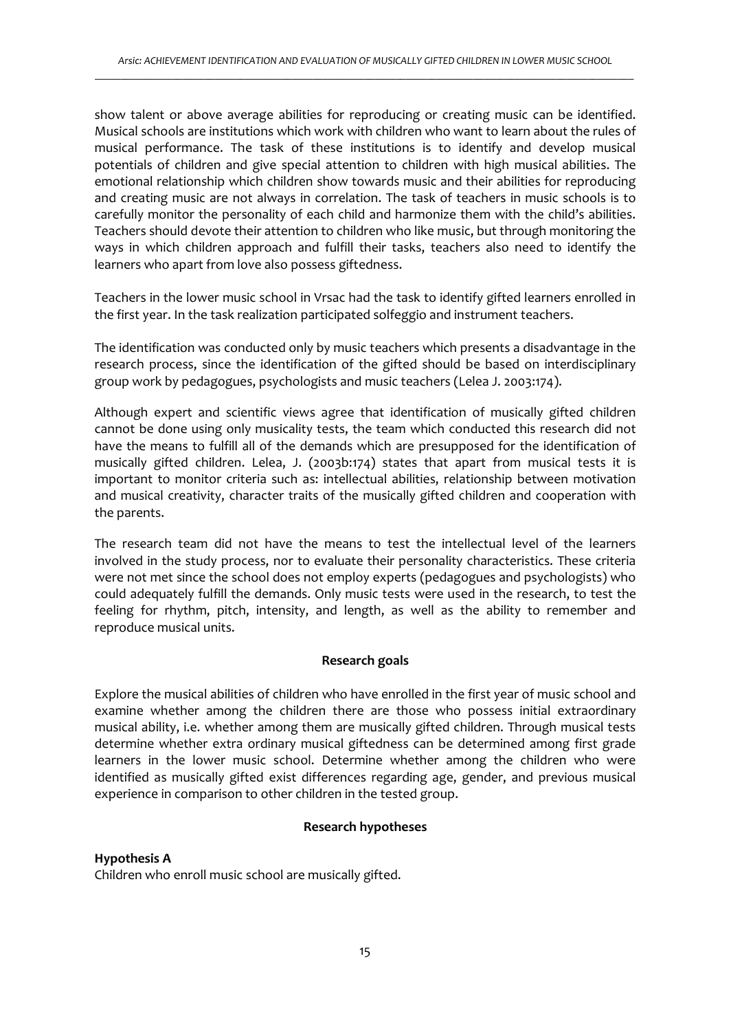show talent or above average abilities for reproducing or creating music can be identified. Musical schools are institutions which work with children who want to learn about the rules of musical performance. The task of these institutions is to identify and develop musical potentials of children and give special attention to children with high musical abilities. The emotional relationship which children show towards music and their abilities for reproducing and creating music are not always in correlation. The task of teachers in music schools is to carefully monitor the personality of each child and harmonize them with the child's abilities. Teachers should devote their attention to children who like music, but through monitoring the ways in which children approach and fulfill their tasks, teachers also need to identify the learners who apart from love also possess giftedness.

Teachers in the lower music school in Vrsac had the task to identify gifted learners enrolled in the first year. In the task realization participated solfeggio and instrument teachers.

The identification was conducted only by music teachers which presents a disadvantage in the research process, since the identification of the gifted should be based on interdisciplinary group work by pedagogues, psychologists and music teachers (Lelea J. 2003:174).

Although expert and scientific views agree that identification of musically gifted children cannot be done using only musicality tests, the team which conducted this research did not have the means to fulfill all of the demands which are presupposed for the identification of musically gifted children. Lelea, J. (2003b:174) states that apart from musical tests it is important to monitor criteria such as: intellectual abilities, relationship between motivation and musical creativity, character traits of the musically gifted children and cooperation with the parents.

The research team did not have the means to test the intellectual level of the learners involved in the study process, nor to evaluate their personality characteristics. These criteria were not met since the school does not employ experts (pedagogues and psychologists) who could adequately fulfill the demands. Only music tests were used in the research, to test the feeling for rhythm, pitch, intensity, and length, as well as the ability to remember and reproduce musical units.

## Research goals

Explore the musical abilities of children who have enrolled in the first year of music school and examine whether among the children there are those who possess initial extraordinary musical ability, i.e. whether among them are musically gifted children. Through musical tests determine whether extra ordinary musical giftedness can be determined among first grade learners in the lower music school. Determine whether among the children who were identified as musically gifted exist differences regarding age, gender, and previous musical experience in comparison to other children in the tested group.

## Research hypotheses

**Hypothesis A**
Children who enroll music school are musically gifted.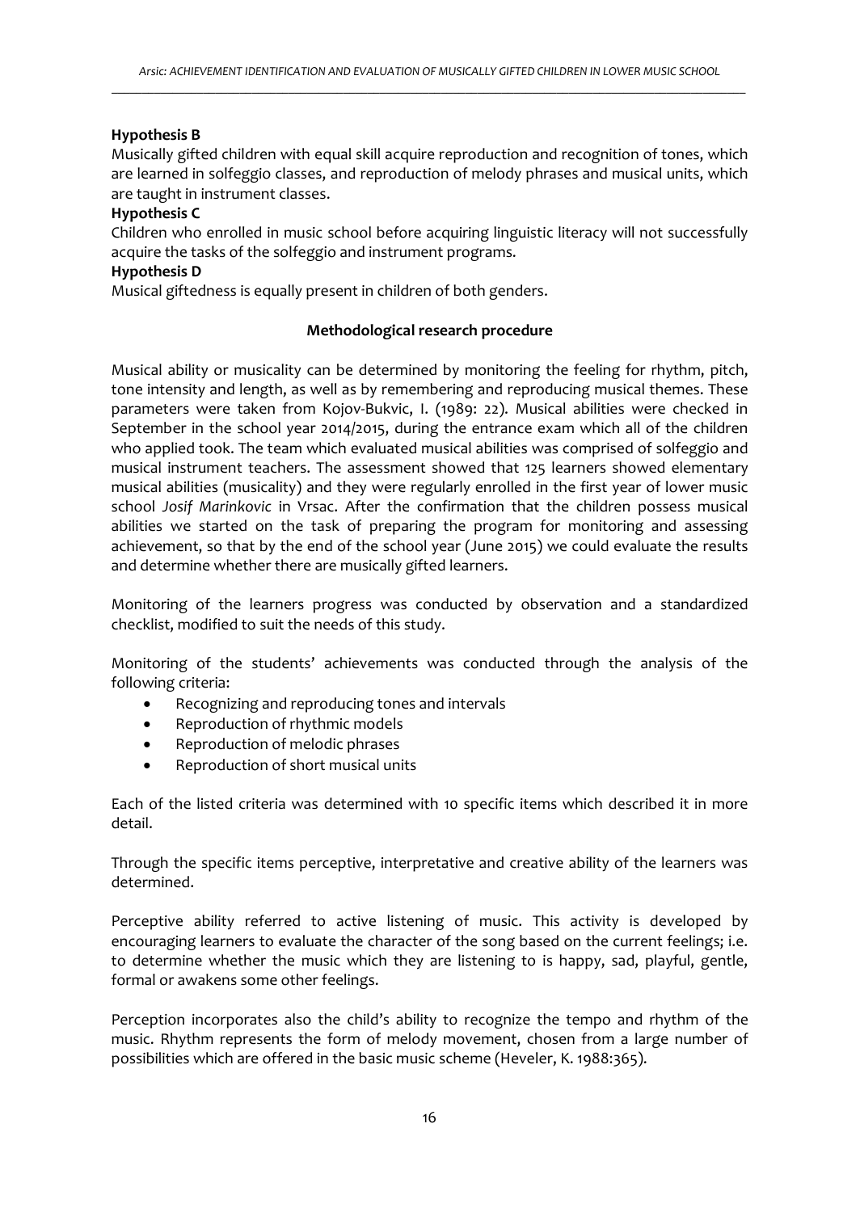**Hypothesis B**

Musically gifted children with equal skill acquire reproduction and recognition of tones, which are learned in solfeggio classes, and reproduction of melody phrases and musical units, which are taught in instrument classes.

**Hypothesis C**

Children who enrolled in music school before acquiring linguistic literacy will not successfully acquire the tasks of the solfeggio and instrument programs.

**Hypothesis D**

Musical giftedness is equally present in children of both genders.

**Methodological research procedure**

Musical ability or musicality can be determined by monitoring the feeling for rhythm, pitch, tone intensity and length, as well as by remembering and reproducing musical themes. These parameters were taken from Kojov-Bukvic, I. (1989: 22). Musical abilities were checked in September in the school year 2014/2015, during the entrance exam which all of the children who applied took. The team which evaluated musical abilities was comprised of solfeggio and musical instrument teachers. The assessment showed that 125 learners showed elementary musical abilities (musicality) and they were regularly enrolled in the first year of lower music school *Josif Marinkovic* in Vrsac. After the confirmation that the children possess musical abilities we started on the task of preparing the program for monitoring and assessing achievement, so that by the end of the school year (June 2015) we could evaluate the results and determine whether there are musically gifted learners.

Monitoring of the learners progress was conducted by observation and a standardized checklist, modified to suit the needs of this study.

Monitoring of the students' achievements was conducted through the analysis of the following criteria:

- Recognizing and reproducing tones and intervals
- Reproduction of rhythmic models
- Reproduction of melodic phrases
- Reproduction of short musical units

Each of the listed criteria was determined with 10 specific items which described it in more detail.

Through the specific items perceptive, interpretative and creative ability of the learners was determined.

Perceptive ability referred to active listening of music. This activity is developed by encouraging learners to evaluate the character of the song based on the current feelings; i.e. to determine whether the music which they are listening to is happy, sad, playful, gentle, formal or awakens some other feelings.

Perception incorporates also the child's ability to recognize the tempo and rhythm of the music. Rhythm represents the form of melody movement, chosen from a large number of possibilities which are offered in the basic music scheme (Heveler, K. 1988:365).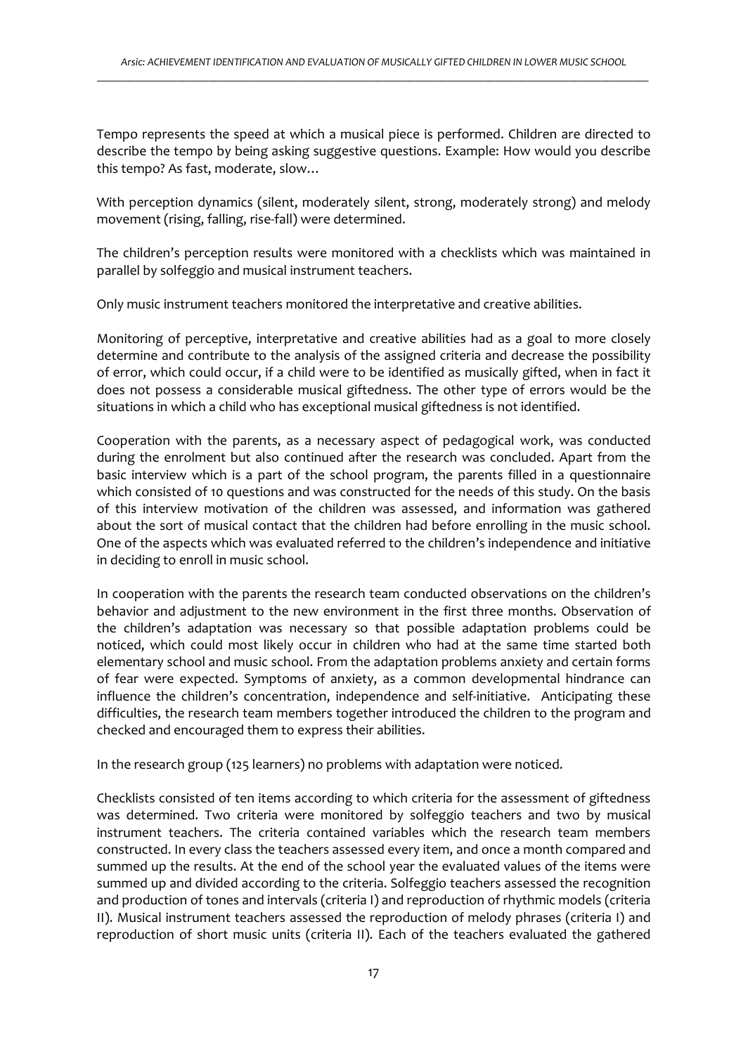Tempo represents the speed at which a musical piece is performed. Children are directed to describe the tempo by being asking suggestive questions. Example: How would you describe this tempo? As fast, moderate, slow…

With perception dynamics (silent, moderately silent, strong, moderately strong) and melody movement (rising, falling, rise-fall) were determined.

The children's perception results were monitored with a checklists which was maintained in parallel by solfeggio and musical instrument teachers.

Only music instrument teachers monitored the interpretative and creative abilities.

Monitoring of perceptive, interpretative and creative abilities had as a goal to more closely determine and contribute to the analysis of the assigned criteria and decrease the possibility of error, which could occur, if a child were to be identified as musically gifted, when in fact it does not possess a considerable musical giftedness. The other type of errors would be the situations in which a child who has exceptional musical giftedness is not identified.

Cooperation with the parents, as a necessary aspect of pedagogical work, was conducted during the enrolment but also continued after the research was concluded. Apart from the basic interview which is a part of the school program, the parents filled in a questionnaire which consisted of 10 questions and was constructed for the needs of this study. On the basis of this interview motivation of the children was assessed, and information was gathered about the sort of musical contact that the children had before enrolling in the music school. One of the aspects which was evaluated referred to the children's independence and initiative in deciding to enroll in music school.

In cooperation with the parents the research team conducted observations on the children's behavior and adjustment to the new environment in the first three months. Observation of the children's adaptation was necessary so that possible adaptation problems could be noticed, which could most likely occur in children who had at the same time started both elementary school and music school. From the adaptation problems anxiety and certain forms of fear were expected. Symptoms of anxiety, as a common developmental hindrance can influence the children's concentration, independence and self-initiative. Anticipating these difficulties, the research team members together introduced the children to the program and checked and encouraged them to express their abilities.

In the research group (125 learners) no problems with adaptation were noticed.

Checklists consisted of ten items according to which criteria for the assessment of giftedness was determined. Two criteria were monitored by solfeggio teachers and two by musical instrument teachers. The criteria contained variables which the research team members constructed. In every class the teachers assessed every item, and once a month compared and summed up the results. At the end of the school year the evaluated values of the items were summed up and divided according to the criteria. Solfeggio teachers assessed the recognition and production of tones and intervals (criteria I) and reproduction of rhythmic models (criteria II). Musical instrument teachers assessed the reproduction of melody phrases (criteria I) and reproduction of short music units (criteria II). Each of the teachers evaluated the gathered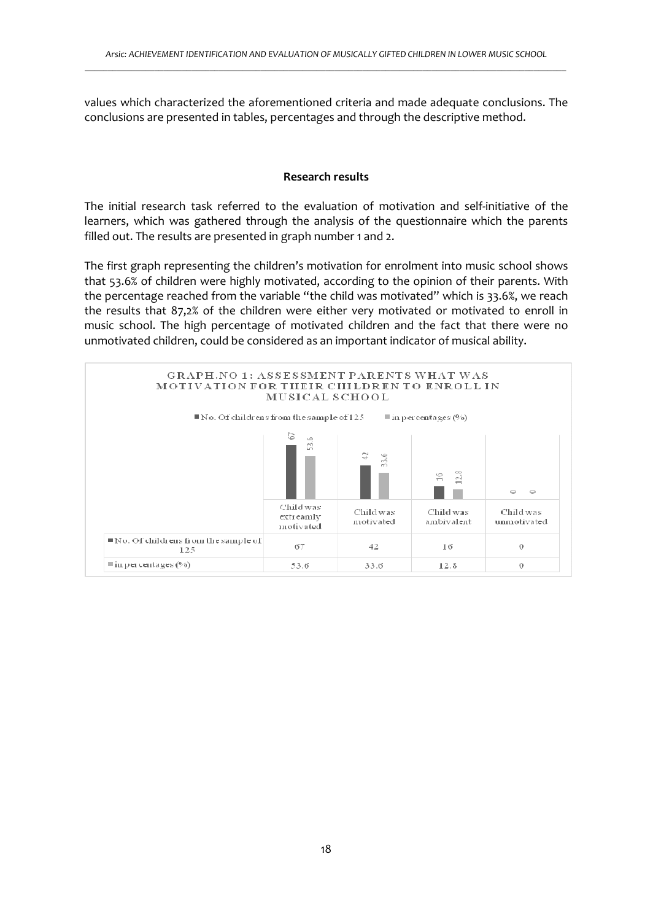values which characterized the aforementioned criteria and made adequate conclusions. The conclusions are presented in tables, percentages and through the descriptive method.

## Research results

The initial research task referred to the evaluation of motivation and self-initiative of the learners, which was gathered through the analysis of the questionnaire which the parents filled out. The results are presented in graph number 1 and 2.

The first graph representing the children's motivation for enrolment into music school shows that 53.6% of children were highly motivated, according to the opinion of their parents. With the percentage reached from the variable "the child was motivated" which is 33.6%, we reach the results that 87,2% of the children were either very motivated or motivated to enroll in music school. The high percentage of motivated children and the fact that there were no unmotivated children, could be considered as an important indicator of musical ability.

GRAPH.NO 1: ASSESSMENT PARENTS WHAT WAS MOTIVATION FOR THEIR CHILDREN TO ENROLL IN MUSICAL SCHOOL

| | Child was extreamly motivated | Child was motivated | Child was ambivalent | Child was unmotivated |
|---|---|---|---|---|
| No. Of childrens from the sample of 125 | 67 | 42 | 16 | 0 |
| in percentages (%) | 53.6 | 33.6 | 12.8 | 0 |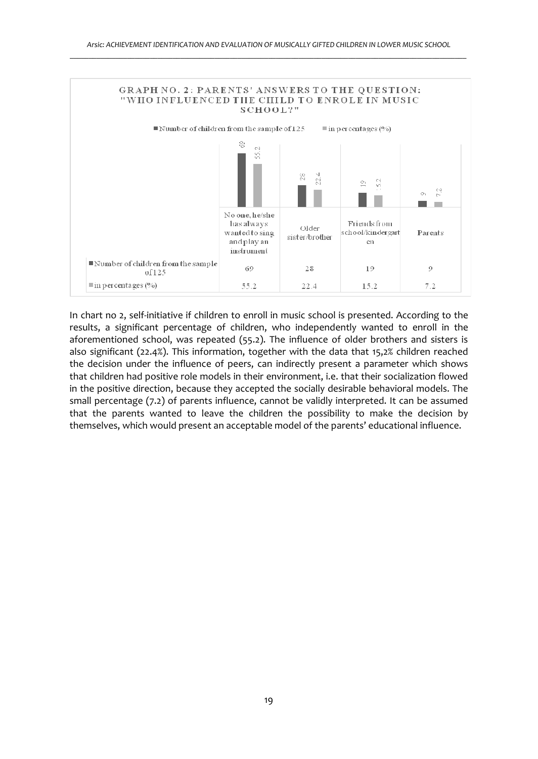**GRAPH NO. 2: PARENTS' ANSWERS TO THE QUESTION: "WHO INFLUENCED THE CHILD TO ENROLE IN MUSIC SCHOOL?"**

| | No one, he/she has always wanted to sing and play an instrument | Older sister/brother | Friends from school/kindergarten | Parents |
|---|---|---|---|---|
| Number of children from the sample of 125 | 69 | 28 | 19 | 9 |
| in percentages (%) | 55.2 | 22.4 | 15.2 | 7.2 |

In chart no 2, self-initiative if children to enroll in music school is presented. According to the results, a significant percentage of children, who independently wanted to enroll in the aforementioned school, was repeated (55.2). The influence of older brothers and sisters is also significant (22.4%). This information, together with the data that 15,2% children reached the decision under the influence of peers, can indirectly present a parameter which shows that children had positive role models in their environment, i.e. that their socialization flowed in the positive direction, because they accepted the socially desirable behavioral models. The small percentage (7.2) of parents influence, cannot be validly interpreted. It can be assumed that the parents wanted to leave the children the possibility to make the decision by themselves, which would present an acceptable model of the parents' educational influence.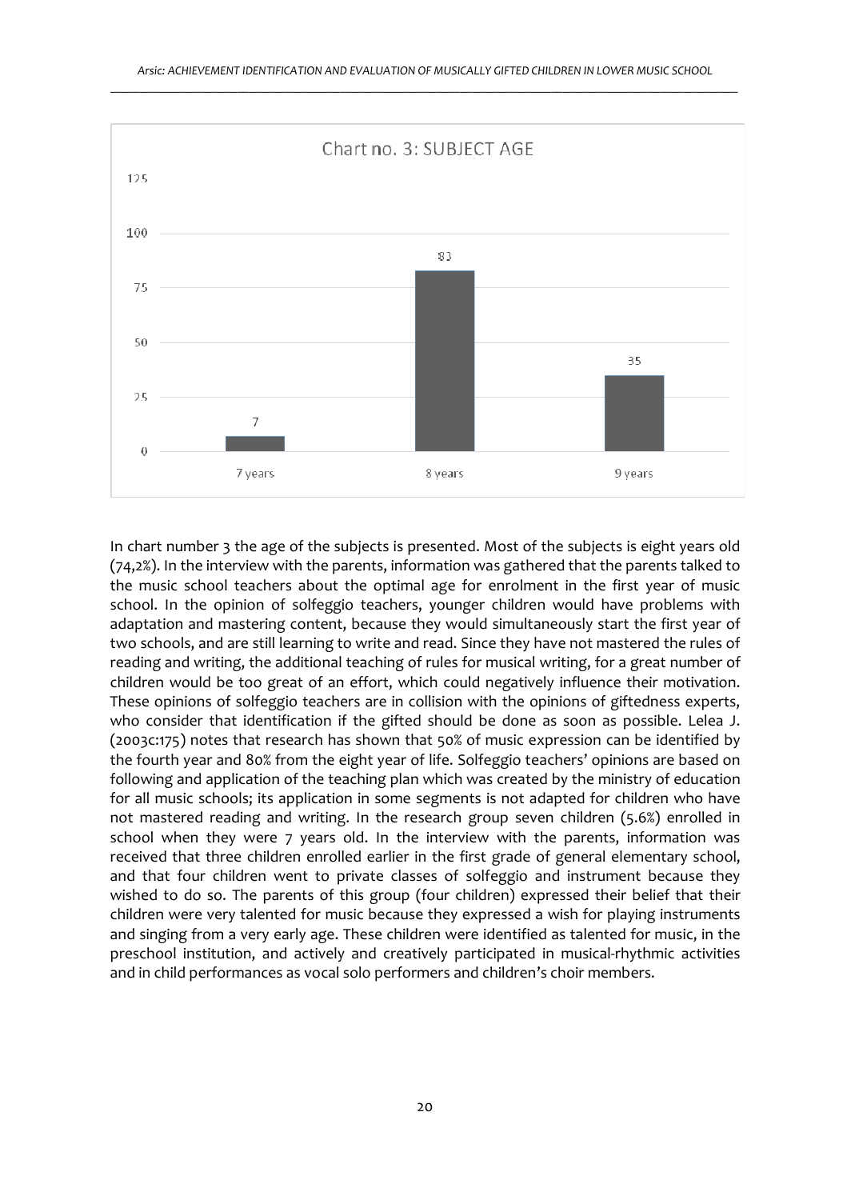Chart no. 3: SUBJECT AGE

| Age | Number |
| --- | --- |
| 7 years | 7 |
| 8 years | 83 |
| 9 years | 35 |

In chart number 3 the age of the subjects is presented. Most of the subjects is eight years old (74,2%). In the interview with the parents, information was gathered that the parents talked to the music school teachers about the optimal age for enrolment in the first year of music school. In the opinion of solfeggio teachers, younger children would have problems with adaptation and mastering content, because they would simultaneously start the first year of two schools, and are still learning to write and read. Since they have not mastered the rules of reading and writing, the additional teaching of rules for musical writing, for a great number of children would be too great of an effort, which could negatively influence their motivation. These opinions of solfeggio teachers are in collision with the opinions of giftedness experts, who consider that identification if the gifted should be done as soon as possible. Lelea J. (2003c:175) notes that research has shown that 50% of music expression can be identified by the fourth year and 80% from the eight year of life. Solfeggio teachers' opinions are based on following and application of the teaching plan which was created by the ministry of education for all music schools; its application in some segments is not adapted for children who have not mastered reading and writing. In the research group seven children (5.6%) enrolled in school when they were 7 years old. In the interview with the parents, information was received that three children enrolled earlier in the first grade of general elementary school, and that four children went to private classes of solfeggio and instrument because they wished to do so. The parents of this group (four children) expressed their belief that their children were very talented for music because they expressed a wish for playing instruments and singing from a very early age. These children were identified as talented for music, in the preschool institution, and actively and creatively participated in musical-rhythmic activities and in child performances as vocal solo performers and children's choir members.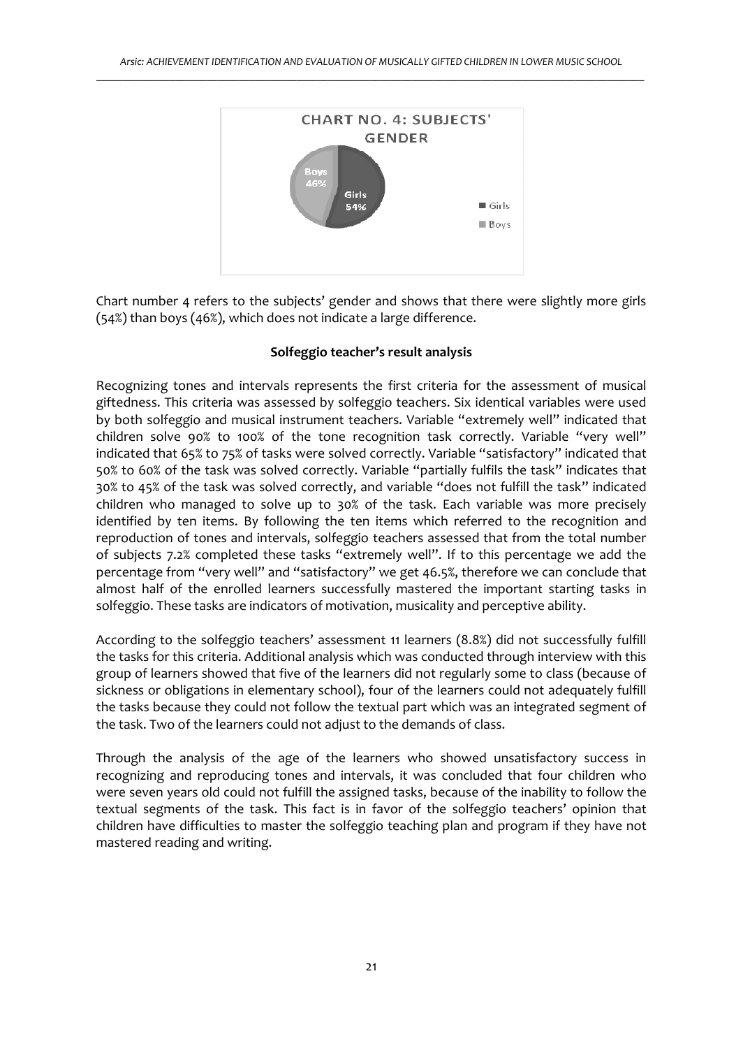Chart number 4 refers to the subjects' gender and shows that there were slightly more girls (54%) than boys (46%), which does not indicate a large difference.

### Solfeggio teacher's result analysis

Recognizing tones and intervals represents the first criteria for the assessment of musical giftedness. This criteria was assessed by solfeggio teachers. Six identical variables were used by both solfeggio and musical instrument teachers. Variable "extremely well" indicated that children solve 90% to 100% of the tone recognition task correctly. Variable "very well" indicated that 65% to 75% of tasks were solved correctly. Variable "satisfactory" indicated that 50% to 60% of the task was solved correctly. Variable "partially fulfils the task" indicates that 30% to 45% of the task was solved correctly, and variable "does not fulfill the task" indicated children who managed to solve up to 30% of the task. Each variable was more precisely identified by ten items. By following the ten items which referred to the recognition and reproduction of tones and intervals, solfeggio teachers assessed that from the total number of subjects 7.2% completed these tasks "extremely well". If to this percentage we add the percentage from "very well" and "satisfactory" we get 46.5%, therefore we can conclude that almost half of the enrolled learners successfully mastered the important starting tasks in solfeggio. These tasks are indicators of motivation, musicality and perceptive ability.

According to the solfeggio teachers' assessment 11 learners (8.8%) did not successfully fulfill the tasks for this criteria. Additional analysis which was conducted through interview with this group of learners showed that five of the learners did not regularly some to class (because of sickness or obligations in elementary school), four of the learners could not adequately fulfill the tasks because they could not follow the textual part which was an integrated segment of the task. Two of the learners could not adjust to the demands of class.

Through the analysis of the age of the learners who showed unsatisfactory success in recognizing and reproducing tones and intervals, it was concluded that four children who were seven years old could not fulfill the assigned tasks, because of the inability to follow the textual segments of the task. This fact is in favor of the solfeggio teachers' opinion that children have difficulties to master the solfeggio teaching plan and program if they have not mastered reading and writing.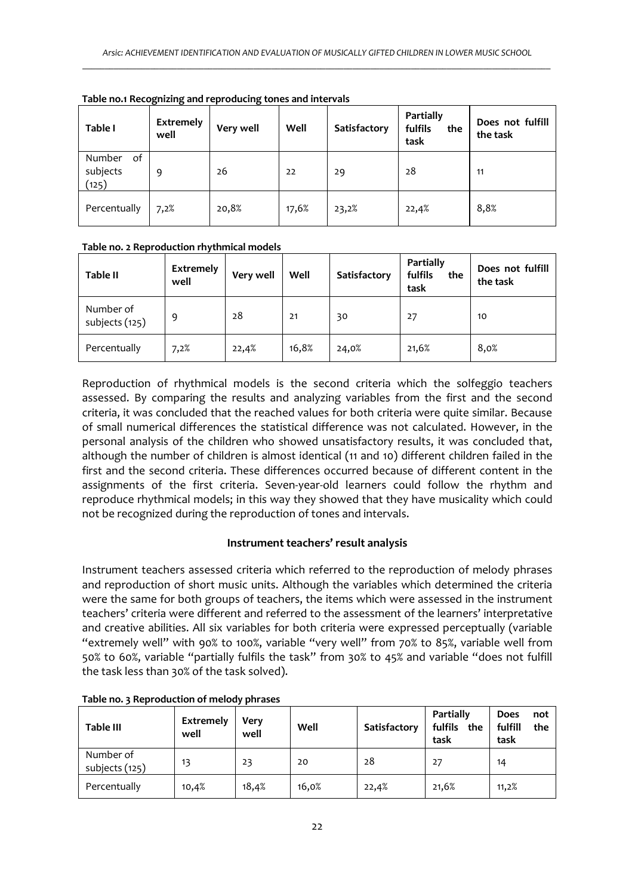**Table no.1 Recognizing and reproducing tones and intervals**

| Table I | Extremely well | Very well | Well | Satisfactory | Partially fulfils the task | Does not fulfill the task |
|---|---|---|---|---|---|---|
| Number of subjects (125) | 9 | 26 | 22 | 29 | 28 | 11 |
| Percentually | 7,2% | 20,8% | 17,6% | 23,2% | 22,4% | 8,8% |

**Table no. 2 Reproduction rhythmical models**

| Table II | Extremely well | Very well | Well | Satisfactory | Partially fulfils the task | Does not fulfill the task |
|---|---|---|---|---|---|---|
| Number of subjects (125) | 9 | 28 | 21 | 30 | 27 | 10 |
| Percentually | 7,2% | 22,4% | 16,8% | 24,0% | 21,6% | 8,0% |

Reproduction of rhythmical models is the second criteria which the solfeggio teachers assessed. By comparing the results and analyzing variables from the first and the second criteria, it was concluded that the reached values for both criteria were quite similar. Because of small numerical differences the statistical difference was not calculated. However, in the personal analysis of the children who showed unsatisfactory results, it was concluded that, although the number of children is almost identical (11 and 10) different children failed in the first and the second criteria. These differences occurred because of different content in the assignments of the first criteria. Seven-year-old learners could follow the rhythm and reproduce rhythmical models; in this way they showed that they have musicality which could not be recognized during the reproduction of tones and intervals.

### Instrument teachers' result analysis

Instrument teachers assessed criteria which referred to the reproduction of melody phrases and reproduction of short music units. Although the variables which determined the criteria were the same for both groups of teachers, the items which were assessed in the instrument teachers' criteria were different and referred to the assessment of the learners' interpretative and creative abilities. All six variables for both criteria were expressed perceptually (variable "extremely well" with 90% to 100%, variable "very well" from 70% to 85%, variable well from 50% to 60%, variable "partially fulfils the task" from 30% to 45% and variable "does not fulfill the task less than 30% of the task solved).

**Table no. 3 Reproduction of melody phrases**

| Table III | Extremely well | Very well | Well | Satisfactory | Partially fulfils the task | Does not fulfill the task |
|---|---|---|---|---|---|---|
| Number of subjects (125) | 13 | 23 | 20 | 28 | 27 | 14 |
| Percentually | 10,4% | 18,4% | 16,0% | 22,4% | 21,6% | 11,2% |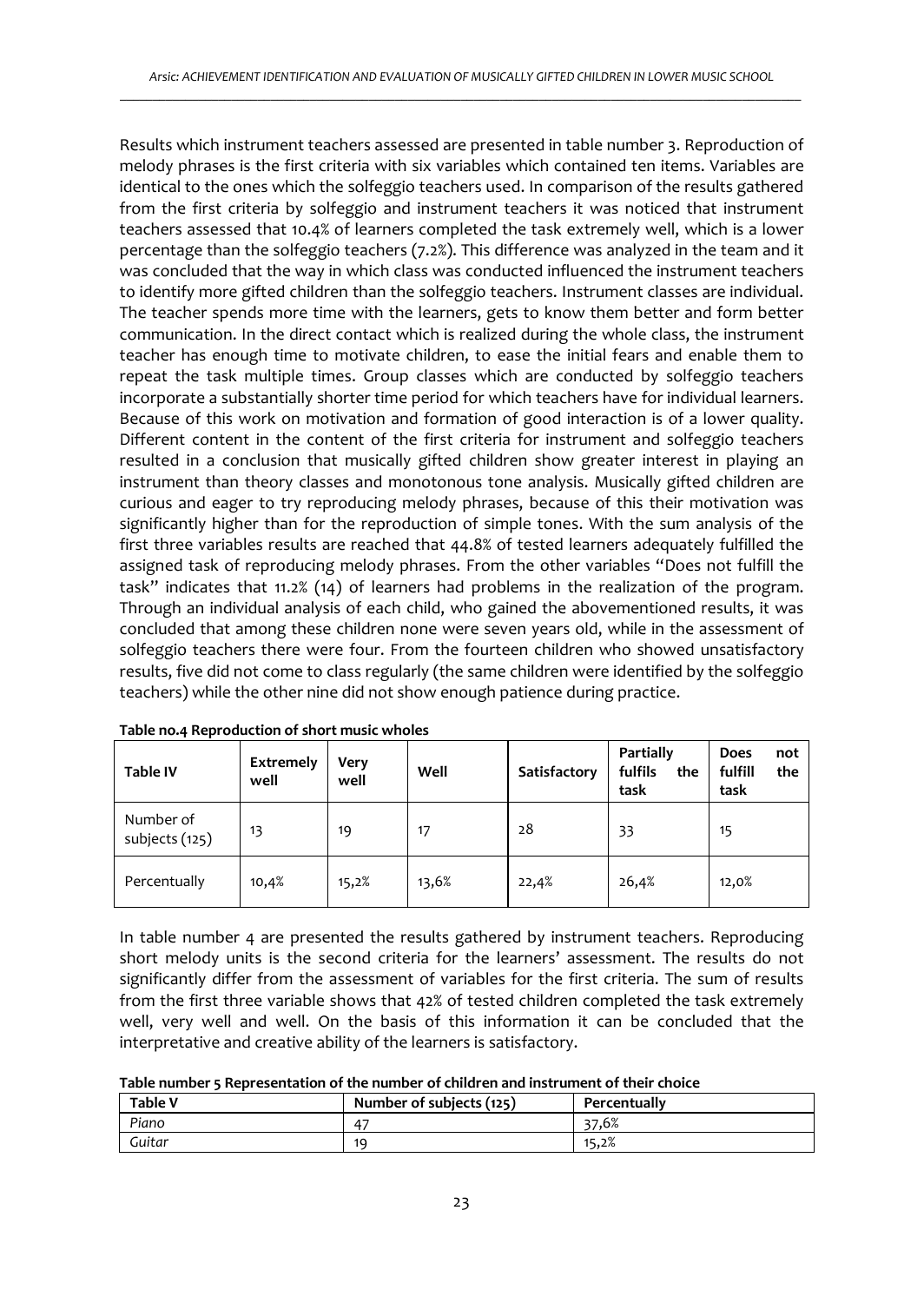Results which instrument teachers assessed are presented in table number 3. Reproduction of melody phrases is the first criteria with six variables which contained ten items. Variables are identical to the ones which the solfeggio teachers used. In comparison of the results gathered from the first criteria by solfeggio and instrument teachers it was noticed that instrument teachers assessed that 10.4% of learners completed the task extremely well, which is a lower percentage than the solfeggio teachers (7.2%). This difference was analyzed in the team and it was concluded that the way in which class was conducted influenced the instrument teachers to identify more gifted children than the solfeggio teachers. Instrument classes are individual. The teacher spends more time with the learners, gets to know them better and form better communication. In the direct contact which is realized during the whole class, the instrument teacher has enough time to motivate children, to ease the initial fears and enable them to repeat the task multiple times. Group classes which are conducted by solfeggio teachers incorporate a substantially shorter time period for which teachers have for individual learners. Because of this work on motivation and formation of good interaction is of a lower quality. Different content in the content of the first criteria for instrument and solfeggio teachers resulted in a conclusion that musically gifted children show greater interest in playing an instrument than theory classes and monotonous tone analysis. Musically gifted children are curious and eager to try reproducing melody phrases, because of this their motivation was significantly higher than for the reproduction of simple tones. With the sum analysis of the first three variables results are reached that 44.8% of tested learners adequately fulfilled the assigned task of reproducing melody phrases. From the other variables "Does not fulfill the task" indicates that 11.2% (14) of learners had problems in the realization of the program. Through an individual analysis of each child, who gained the abovementioned results, it was concluded that among these children none were seven years old, while in the assessment of solfeggio teachers there were four. From the fourteen children who showed unsatisfactory results, five did not come to class regularly (the same children were identified by the solfeggio teachers) while the other nine did not show enough patience during practice.

**Table no.4 Reproduction of short music wholes**

| Table IV | Extremely well | Very well | Well | Satisfactory | Partially fulfils the task | Does not fulfill the task |
|---|---|---|---|---|---|---|
| Number of subjects (125) | 13 | 19 | 17 | 28 | 33 | 15 |
| Percentually | 10,4% | 15,2% | 13,6% | 22,4% | 26,4% | 12,0% |

In table number 4 are presented the results gathered by instrument teachers. Reproducing short melody units is the second criteria for the learners' assessment. The results do not significantly differ from the assessment of variables for the first criteria. The sum of results from the first three variable shows that 42% of tested children completed the task extremely well, very well and well. On the basis of this information it can be concluded that the interpretative and creative ability of the learners is satisfactory.

**Table number 5 Representation of the number of children and instrument of their choice**

| Table V | Number of subjects (125) | Percentually |
|---|---|---|
| *Piano* | 47 | 37,6% |
| *Guitar* | 19 | 15,2% |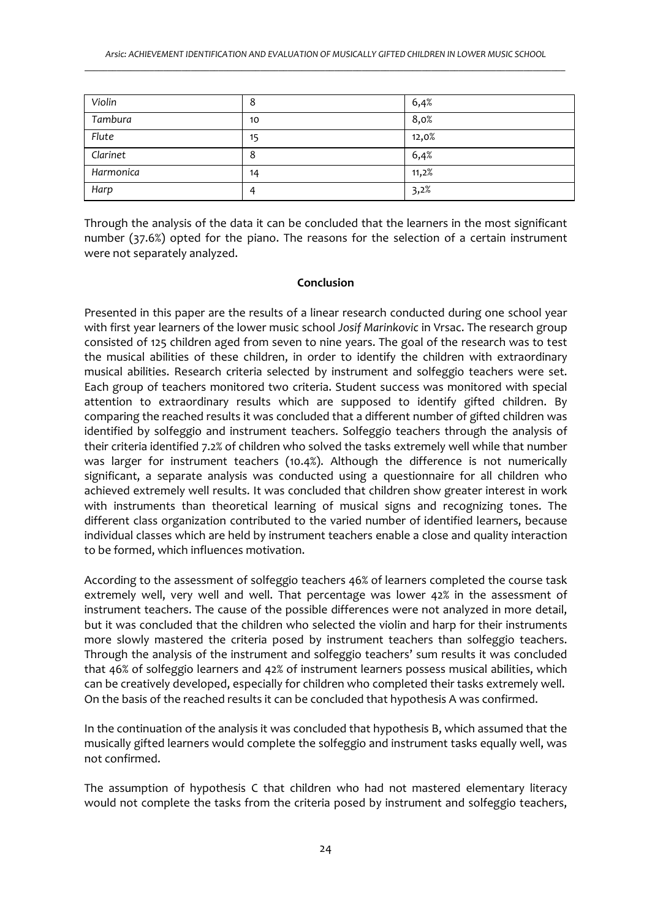| Violin | 8 | 6,4% |
|---|---|---|
| Tambura | 10 | 8,0% |
| Flute | 15 | 12,0% |
| Clarinet | 8 | 6,4% |
| Harmonica | 14 | 11,2% |
| Harp | 4 | 3,2% |

Through the analysis of the data it can be concluded that the learners in the most significant number (37.6%) opted for the piano. The reasons for the selection of a certain instrument were not separately analyzed.

**Conclusion**

Presented in this paper are the results of a linear research conducted during one school year with first year learners of the lower music school *Josif Marinkovic* in Vrsac. The research group consisted of 125 children aged from seven to nine years. The goal of the research was to test the musical abilities of these children, in order to identify the children with extraordinary musical abilities. Research criteria selected by instrument and solfeggio teachers were set. Each group of teachers monitored two criteria. Student success was monitored with special attention to extraordinary results which are supposed to identify gifted children. By comparing the reached results it was concluded that a different number of gifted children was identified by solfeggio and instrument teachers. Solfeggio teachers through the analysis of their criteria identified 7.2% of children who solved the tasks extremely well while that number was larger for instrument teachers (10.4%). Although the difference is not numerically significant, a separate analysis was conducted using a questionnaire for all children who achieved extremely well results. It was concluded that children show greater interest in work with instruments than theoretical learning of musical signs and recognizing tones. The different class organization contributed to the varied number of identified learners, because individual classes which are held by instrument teachers enable a close and quality interaction to be formed, which influences motivation.

According to the assessment of solfeggio teachers 46% of learners completed the course task extremely well, very well and well. That percentage was lower 42% in the assessment of instrument teachers. The cause of the possible differences were not analyzed in more detail, but it was concluded that the children who selected the violin and harp for their instruments more slowly mastered the criteria posed by instrument teachers than solfeggio teachers. Through the analysis of the instrument and solfeggio teachers' sum results it was concluded that 46% of solfeggio learners and 42% of instrument learners possess musical abilities, which can be creatively developed, especially for children who completed their tasks extremely well. On the basis of the reached results it can be concluded that hypothesis A was confirmed.

In the continuation of the analysis it was concluded that hypothesis B, which assumed that the musically gifted learners would complete the solfeggio and instrument tasks equally well, was not confirmed.

The assumption of hypothesis C that children who had not mastered elementary literacy would not complete the tasks from the criteria posed by instrument and solfeggio teachers,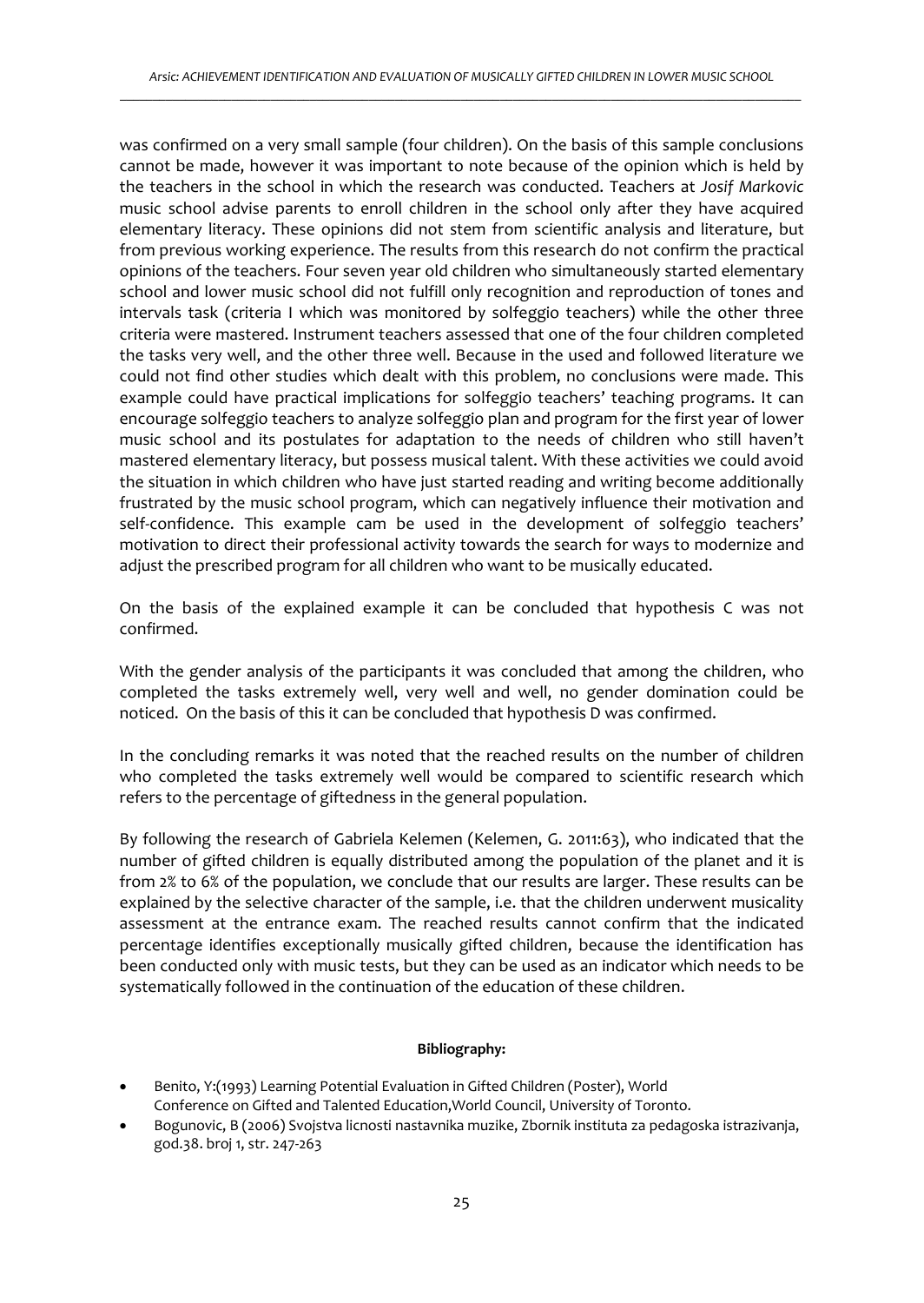was confirmed on a very small sample (four children). On the basis of this sample conclusions cannot be made, however it was important to note because of the opinion which is held by the teachers in the school in which the research was conducted. Teachers at *Josif Markovic* music school advise parents to enroll children in the school only after they have acquired elementary literacy. These opinions did not stem from scientific analysis and literature, but from previous working experience. The results from this research do not confirm the practical opinions of the teachers. Four seven year old children who simultaneously started elementary school and lower music school did not fulfill only recognition and reproduction of tones and intervals task (criteria I which was monitored by solfeggio teachers) while the other three criteria were mastered. Instrument teachers assessed that one of the four children completed the tasks very well, and the other three well. Because in the used and followed literature we could not find other studies which dealt with this problem, no conclusions were made. This example could have practical implications for solfeggio teachers' teaching programs. It can encourage solfeggio teachers to analyze solfeggio plan and program for the first year of lower music school and its postulates for adaptation to the needs of children who still haven't mastered elementary literacy, but possess musical talent. With these activities we could avoid the situation in which children who have just started reading and writing become additionally frustrated by the music school program, which can negatively influence their motivation and self-confidence. This example cam be used in the development of solfeggio teachers' motivation to direct their professional activity towards the search for ways to modernize and adjust the prescribed program for all children who want to be musically educated.

On the basis of the explained example it can be concluded that hypothesis C was not confirmed.

With the gender analysis of the participants it was concluded that among the children, who completed the tasks extremely well, very well and well, no gender domination could be noticed. On the basis of this it can be concluded that hypothesis D was confirmed.

In the concluding remarks it was noted that the reached results on the number of children who completed the tasks extremely well would be compared to scientific research which refers to the percentage of giftedness in the general population.

By following the research of Gabriela Kelemen (Kelemen, G. 2011:63), who indicated that the number of gifted children is equally distributed among the population of the planet and it is from 2% to 6% of the population, we conclude that our results are larger. These results can be explained by the selective character of the sample, i.e. that the children underwent musicality assessment at the entrance exam. The reached results cannot confirm that the indicated percentage identifies exceptionally musically gifted children, because the identification has been conducted only with music tests, but they can be used as an indicator which needs to be systematically followed in the continuation of the education of these children.

**Bibliography:**

- Benito, Y:(1993) Learning Potential Evaluation in Gifted Children (Poster), World Conference on Gifted and Talented Education,World Council, University of Toronto.
- Bogunovic, B (2006) Svojstva licnosti nastavnika muzike, Zbornik instituta za pedagoska istrazivanja, god.38. broj 1, str. 247-263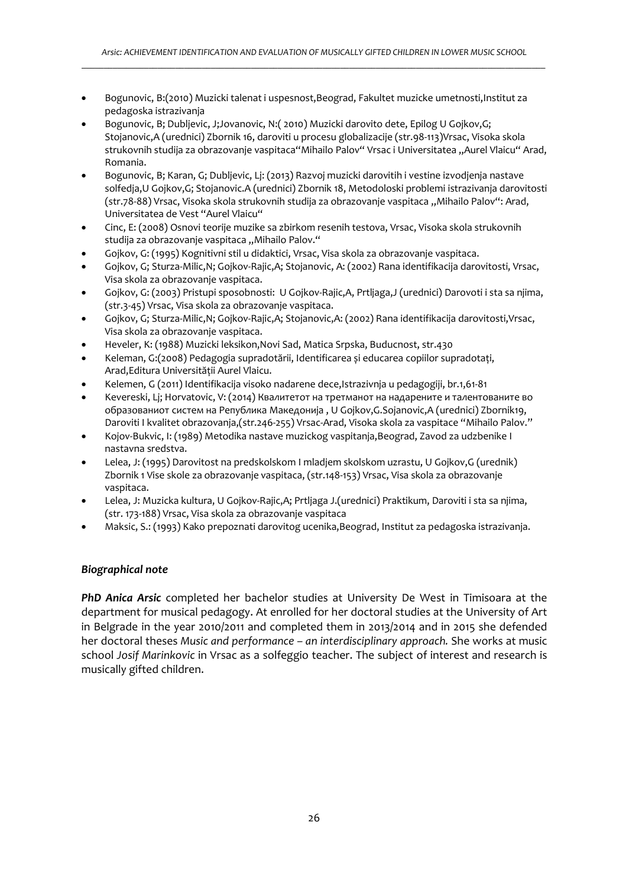- Bogunovic, B:(2010) Muzicki talenat i uspesnost,Beograd, Fakultet muzicke umetnosti,Institut za pedagoska istrazivanja
- Bogunovic, B; Dubljevic, J;Jovanovic, N:( 2010) Muzicki darovito dete, Epilog U Gojkov,G; Stojanovic,A (urednici) Zbornik 16, daroviti u procesu globalizacije (str.98-113)Vrsac, Visoka skola strukovnih studija za obrazovanje vaspitaca"Mihailo Palov" Vrsac i Universitatea „Aurel Vlaicu" Arad, Romania.
- Bogunovic, B; Karan, G; Dubljevic, Lj: (2013) Razvoj muzicki darovitih i vestine izvodjenja nastave solfedja,U Gojkov,G; Stojanovic.A (urednici) Zbornik 18, Metodoloski problemi istrazivanja darovitosti (str.78-88) Vrsac, Visoka skola strukovnih studija za obrazovanje vaspitaca „Mihailo Palov": Arad, Universitatea de Vest "Aurel Vlaicu"
- Cinc, E: (2008) Osnovi teorije muzike sa zbirkom resenih testova, Vrsac, Visoka skola strukovnih studija za obrazovanje vaspitaca „Mihailo Palov."
- Gojkov, G: (1995) Kognitivni stil u didaktici, Vrsac, Visa skola za obrazovanje vaspitaca.
- Gojkov, G; Sturza-Milic,N; Gojkov-Rajic,A; Stojanovic, A: (2002) Rana identifikacija darovitosti, Vrsac, Visa skola za obrazovanje vaspitaca.
- Gojkov, G: (2003) Pristupi sposobnosti: U Gojkov-Rajic,A, Prtljaga,J (urednici) Darovoti i sta sa njima, (str.3-45) Vrsac, Visa skola za obrazovanje vaspitaca.
- Gojkov, G; Sturza-Milic,N; Gojkov-Rajic,A; Stojanovic,A: (2002) Rana identifikacija darovitosti,Vrsac, Visa skola za obrazovanje vaspitaca.
- Heveler, K: (1988) Muzicki leksikon,Novi Sad, Matica Srpska, Buducnost, str.430
- Keleman, G:(2008) Pedagogia supradotării, Identificarea și educarea copiilor supradotați, Arad,Editura Universității Aurel Vlaicu.
- Kelemen, G (2011) Identifikacija visoko nadarene dece,Istrazivnja u pedagogiji, br.1,61-81
- Kevereski, Lj; Horvatovic, V: (2014) Квалитетот на третманот на надарените и талентованите во образованиот систем на Република Македонија , U Gojkov,G.Sojanovic,A (urednici) Zbornik19, Daroviti I kvalitet obrazovanja,(str.246-255) Vrsac-Arad, Visoka skola za vaspitace "Mihailo Palov."
- Kojov-Bukvic, I: (1989) Metodika nastave muzickog vaspitanja,Beograd, Zavod za udzbenike I nastavna sredstva.
- Lelea, J: (1995) Darovitost na predskolskom I mladjem skolskom uzrastu, U Gojkov,G (urednik) Zbornik 1 Vise skole za obrazovanje vaspitaca, (str.148-153) Vrsac, Visa skola za obrazovanje vaspitaca.
- Lelea, J: Muzicka kultura, U Gojkov-Rajic,A; Prtljaga J.(urednici) Praktikum, Daroviti i sta sa njima, (str. 173-188) Vrsac, Visa skola za obrazovanje vaspitaca
- Maksic, S.: (1993) Kako prepoznati darovitog ucenika,Beograd, Institut za pedagoska istrazivanja.

### *Biographical note*

***PhD Anica Arsic*** completed her bachelor studies at University De West in Timisoara at the department for musical pedagogy. At enrolled for her doctoral studies at the University of Art in Belgrade in the year 2010/2011 and completed them in 2013/2014 and in 2015 she defended her doctoral theses *Music and performance – an interdisciplinary approach.* She works at music school *Josif Marinkovic* in Vrsac as a solfeggio teacher. The subject of interest and research is musically gifted children.